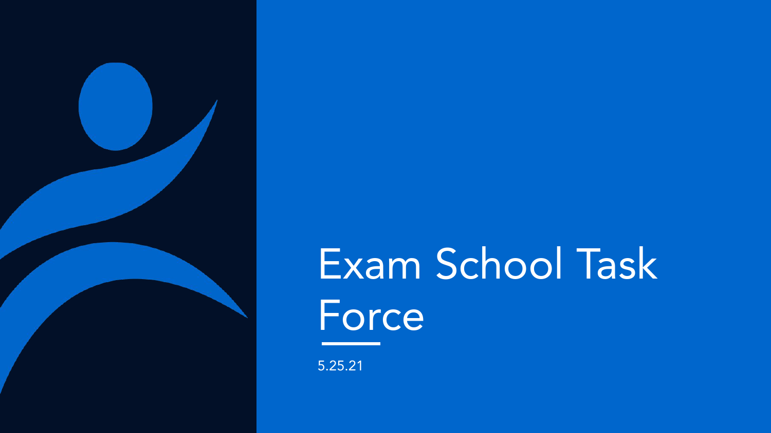# Exam School Task Force

5.25.21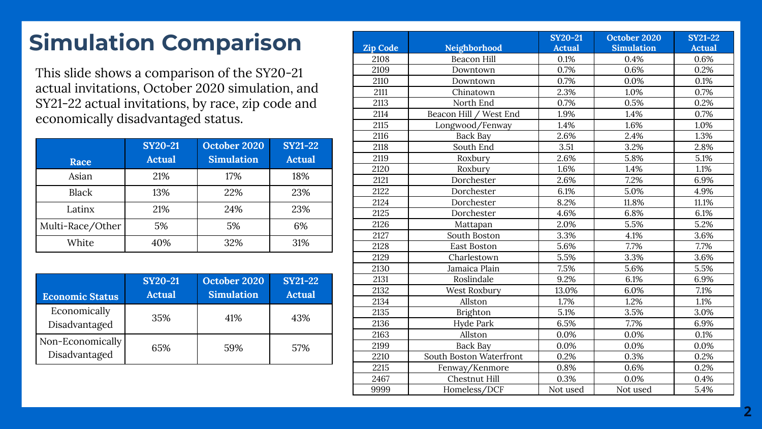# Simulation Comparison

This slide shows a comparison of the SY20-21 actual invitations, October 2020 simulation, and SY21-22 actual invitations, by race, zip code and economically disadvantaged status.

| Race | SY20-21 Actual | October 2020 Simulation | SY21-22 Actual |
|---|---|---|---|
| Asian | 21% | 17% | 18% |
| Black | 13% | 22% | 23% |
| Latinx | 21% | 24% | 23% |
| Multi-Race/Other | 5% | 5% | 6% |
| White | 40% | 32% | 31% |

| Economic Status | SY20-21 Actual | October 2020 Simulation | SY21-22 Actual |
|---|---|---|---|
| Economically Disadvantaged | 35% | 41% | 43% |
| Non-Economically Disadvantaged | 65% | 59% | 57% |

| Zip Code | Neighborhood | SY20-21 Actual | October 2020 Simulation | SY21-22 Actual |
|---|---|---|---|---|
| 2108 | Beacon Hill | 0.1% | 0.4% | 0.6% |
| 2109 | Downtown | 0.7% | 0.6% | 0.2% |
| 2110 | Downtown | 0.7% | 0.0% | 0.1% |
| 2111 | Chinatown | 2.3% | 1.0% | 0.7% |
| 2113 | North End | 0.7% | 0.5% | 0.2% |
| 2114 | Beacon Hill / West End | 1.9% | 1.4% | 0.7% |
| 2115 | Longwood/Fenway | 1.4% | 1.6% | 1.0% |
| 2116 | Back Bay | 2.6% | 2.4% | 1.3% |
| 2118 | South End | 3.51 | 3.2% | 2.8% |
| 2119 | Roxbury | 2.6% | 5.8% | 5.1% |
| 2120 | Roxbury | 1.6% | 1.4% | 1.1% |
| 2121 | Dorchester | 2.6% | 7.2% | 6.9% |
| 2122 | Dorchester | 6.1% | 5.0% | 4.9% |
| 2124 | Dorchester | 8.2% | 11.8% | 11.1% |
| 2125 | Dorchester | 4.6% | 6.8% | 6.1% |
| 2126 | Mattapan | 2.0% | 5.5% | 5.2% |
| 2127 | South Boston | 3.3% | 4.1% | 3.6% |
| 2128 | East Boston | 5.6% | 7.7% | 7.7% |
| 2129 | Charlestown | 5.5% | 3.3% | 3.6% |
| 2130 | Jamaica Plain | 7.5% | 5.6% | 5.5% |
| 2131 | Roslindale | 9.2% | 6.1% | 6.9% |
| 2132 | West Roxbury | 13.0% | 6.0% | 7.1% |
| 2134 | Allston | 1.7% | 1.2% | 1.1% |
| 2135 | Brighton | 5.1% | 3.5% | 3.0% |
| 2136 | Hyde Park | 6.5% | 7.7% | 6.9% |
| 2163 | Allston | 0.0% | 0.0% | 0.1% |
| 2199 | Back Bay | 0.0% | 0.0% | 0.0% |
| 2210 | South Boston Waterfront | 0.2% | 0.3% | 0.2% |
| 2215 | Fenway/Kenmore | 0.8% | 0.6% | 0.2% |
| 2467 | Chestnut Hill | 0.3% | 0.0% | 0.4% |
| 9999 | Homeless/DCF | Not used | Not used | 5.4% |